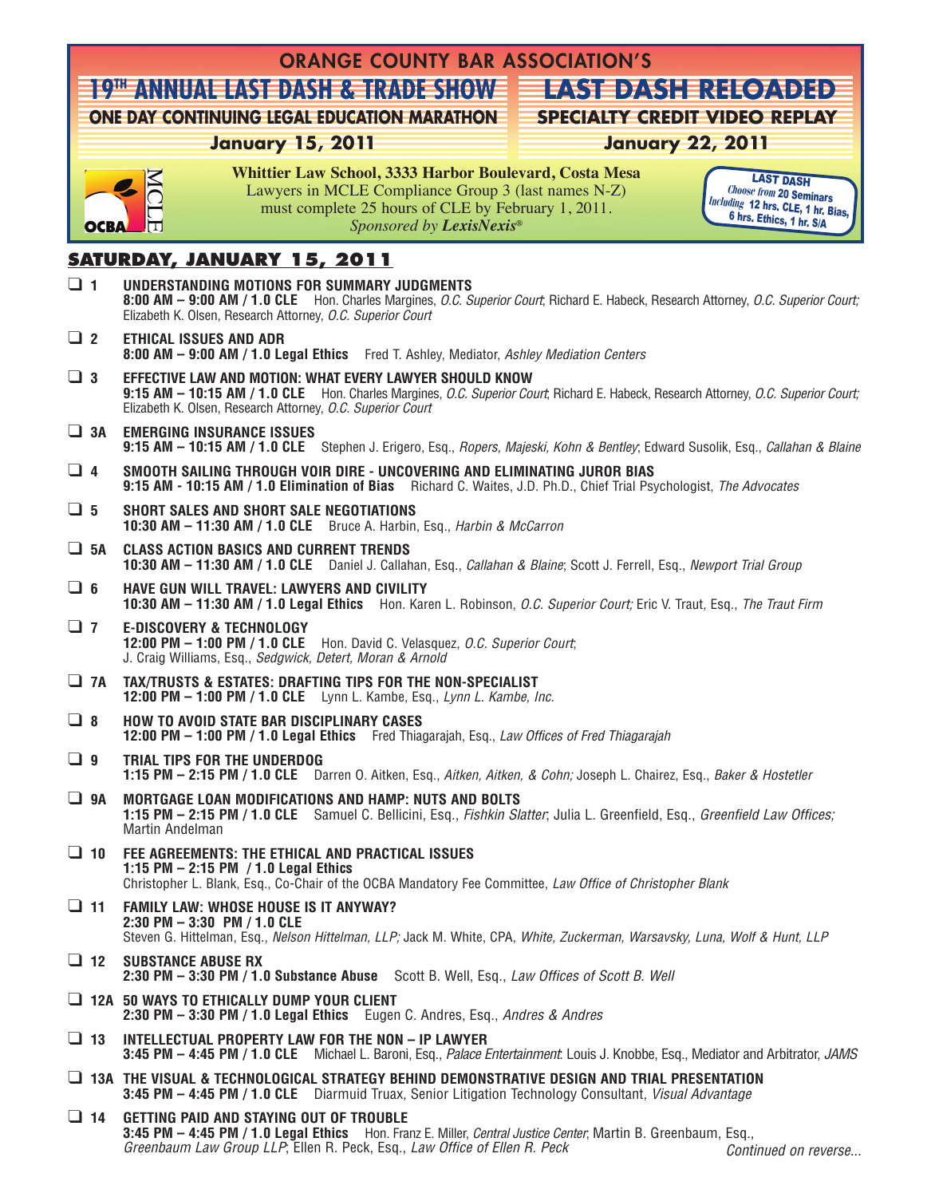# ORANGE COUNTY BAR ASSOCIATION'S

## 19TH ANNUAL LAST DASH & TRADE SHOW
**ONE DAY CONTINUING LEGAL EDUCATION MARATHON**
**January 15, 2011**

## LAST DASH RELOADED
**SPECIALTY CREDIT VIDEO REPLAY**
**January 22, 2011**

OCBA MCLE

**Whittier Law School, 3333 Harbor Boulevard, Costa Mesa**
Lawyers in MCLE Compliance Group 3 (last names N-Z) must complete 25 hours of CLE by February 1, 2011.
*Sponsored by LexisNexis®*

**LAST DASH** *Choose from* **20 Seminars** *Including* **12 hrs. CLE, 1 hr. Bias, 6 hrs. Ethics, 1 hr. S/A**

## SATURDAY, JANUARY 15, 2011

❑ **1 UNDERSTANDING MOTIONS FOR SUMMARY JUDGMENTS**
**8:00 AM – 9:00 AM / 1.0 CLE** Hon. Charles Margines, *O.C. Superior Court*; Richard E. Habeck, Research Attorney, *O.C. Superior Court;* Elizabeth K. Olsen, Research Attorney, *O.C. Superior Court*

❑ **2 ETHICAL ISSUES AND ADR**
**8:00 AM – 9:00 AM / 1.0 Legal Ethics** Fred T. Ashley, Mediator, *Ashley Mediation Centers*

❑ **3 EFFECTIVE LAW AND MOTION: WHAT EVERY LAWYER SHOULD KNOW**
**9:15 AM – 10:15 AM / 1.0 CLE** Hon. Charles Margines, *O.C. Superior Court*; Richard E. Habeck, Research Attorney, *O.C. Superior Court;* Elizabeth K. Olsen, Research Attorney, *O.C. Superior Court*

❑ **3A EMERGING INSURANCE ISSUES**
**9:15 AM – 10:15 AM / 1.0 CLE** Stephen J. Erigero, Esq., *Ropers, Majeski, Kohn & Bentley*; Edward Susolik, Esq., *Callahan & Blaine*

❑ **4 SMOOTH SAILING THROUGH VOIR DIRE - UNCOVERING AND ELIMINATING JUROR BIAS**
**9:15 AM - 10:15 AM / 1.0 Elimination of Bias** Richard C. Waites, J.D. Ph.D., Chief Trial Psychologist, *The Advocates*

❑ **5 SHORT SALES AND SHORT SALE NEGOTIATIONS**
**10:30 AM – 11:30 AM / 1.0 CLE** Bruce A. Harbin, Esq., *Harbin & McCarron*

❑ **5A CLASS ACTION BASICS AND CURRENT TRENDS**
**10:30 AM – 11:30 AM / 1.0 CLE** Daniel J. Callahan, Esq., *Callahan & Blaine*; Scott J. Ferrell, Esq., *Newport Trial Group*

❑ **6 HAVE GUN WILL TRAVEL: LAWYERS AND CIVILITY**
**10:30 AM – 11:30 AM / 1.0 Legal Ethics** Hon. Karen L. Robinson, *O.C. Superior Court;* Eric V. Traut, Esq., *The Traut Firm*

❑ **7 E-DISCOVERY & TECHNOLOGY**
**12:00 PM – 1:00 PM / 1.0 CLE** Hon. David C. Velasquez, *O.C. Superior Court*; J. Craig Williams, Esq., *Sedgwick, Detert, Moran & Arnold*

❑ **7A TAX/TRUSTS & ESTATES: DRAFTING TIPS FOR THE NON-SPECIALIST**
**12:00 PM – 1:00 PM / 1.0 CLE** Lynn L. Kambe, Esq., *Lynn L. Kambe, Inc.*

❑ **8 HOW TO AVOID STATE BAR DISCIPLINARY CASES**
**12:00 PM – 1:00 PM / 1.0 Legal Ethics** Fred Thiagarajah, Esq., *Law Offices of Fred Thiagarajah*

❑ **9 TRIAL TIPS FOR THE UNDERDOG**
**1:15 PM – 2:15 PM / 1.0 CLE** Darren O. Aitken, Esq., *Aitken, Aitken, & Cohn;* Joseph L. Chairez, Esq., *Baker & Hostetler*

❑ **9A MORTGAGE LOAN MODIFICATIONS AND HAMP: NUTS AND BOLTS**
**1:15 PM – 2:15 PM / 1.0 CLE** Samuel C. Bellicini, Esq., *Fishkin Slatter*; Julia L. Greenfield, Esq., *Greenfield Law Offices;* Martin Andelman

❑ **10 FEE AGREEMENTS: THE ETHICAL AND PRACTICAL ISSUES**
**1:15 PM – 2:15 PM / 1.0 Legal Ethics**
Christopher L. Blank, Esq., Co-Chair of the OCBA Mandatory Fee Committee, *Law Office of Christopher Blank*

❑ **11 FAMILY LAW: WHOSE HOUSE IS IT ANYWAY?**
**2:30 PM – 3:30 PM / 1.0 CLE**
Steven G. Hittelman, Esq., *Nelson Hittelman, LLP;* Jack M. White, CPA, *White, Zuckerman, Warsavsky, Luna, Wolf & Hunt, LLP*

❑ **12 SUBSTANCE ABUSE RX**
**2:30 PM – 3:30 PM / 1.0 Substance Abuse** Scott B. Well, Esq., *Law Offices of Scott B. Well*

❑ **12A 50 WAYS TO ETHICALLY DUMP YOUR CLIENT**
**2:30 PM – 3:30 PM / 1.0 Legal Ethics** Eugen C. Andres, Esq., *Andres & Andres*

❑ **13 INTELLECTUAL PROPERTY LAW FOR THE NON – IP LAWYER**
**3:45 PM – 4:45 PM / 1.0 CLE** Michael L. Baroni, Esq., *Palace Entertainment*: Louis J. Knobbe, Esq., Mediator and Arbitrator, *JAMS*

❑ **13A THE VISUAL & TECHNOLOGICAL STRATEGY BEHIND DEMONSTRATIVE DESIGN AND TRIAL PRESENTATION**
**3:45 PM – 4:45 PM / 1.0 CLE** Diarmuid Truax, Senior Litigation Technology Consultant, *Visual Advantage*

❑ **14 GETTING PAID AND STAYING OUT OF TROUBLE**
**3:45 PM – 4:45 PM / 1.0 Legal Ethics** Hon. Franz E. Miller, *Central Justice Center*; Martin B. Greenbaum, Esq., *Greenbaum Law Group LLP*; Ellen R. Peck, Esq., *Law Office of Ellen R. Peck*

*Continued on reverse...*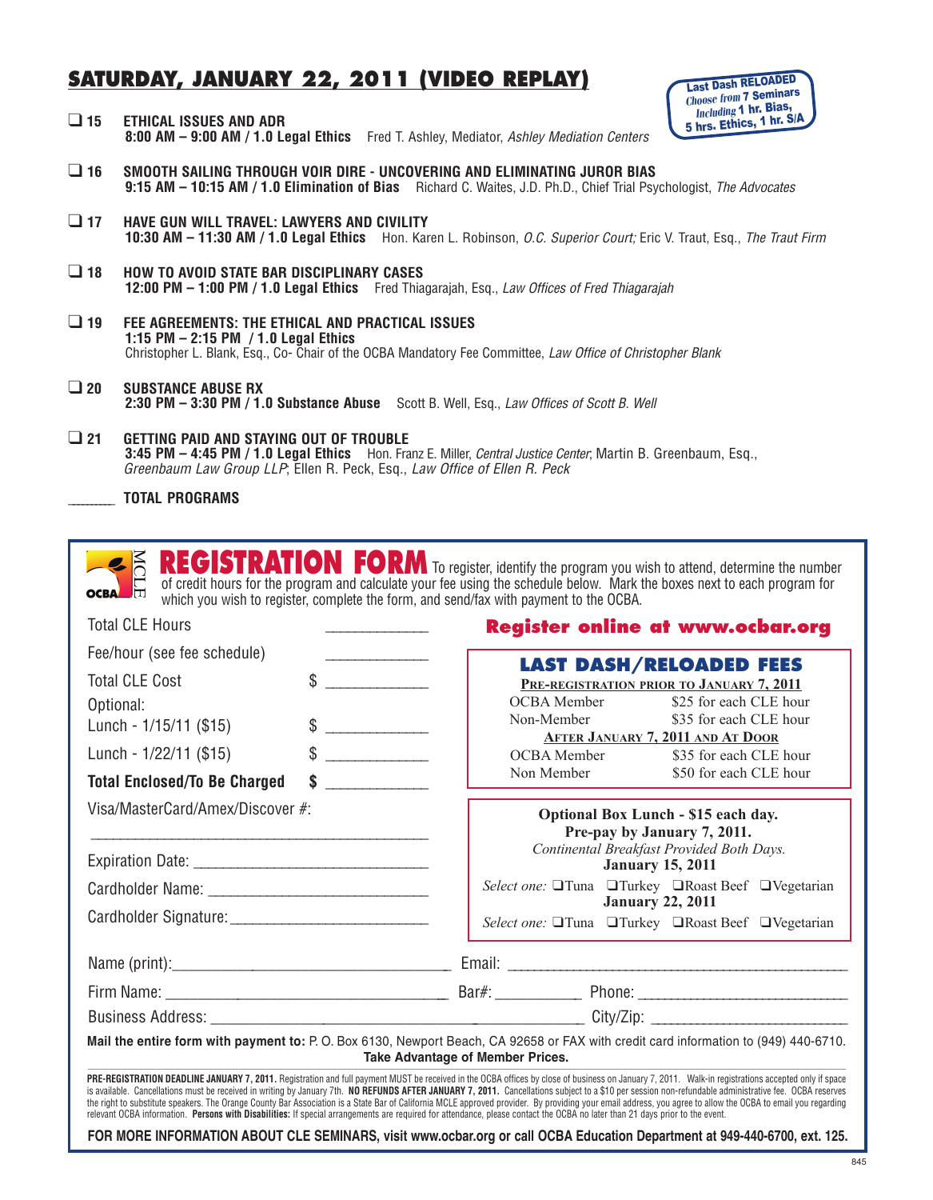## SATURDAY, JANUARY 22, 2011 (VIDEO REPLAY)

Last Dash RELOADED
*Choose from* 7 Seminars
*Including* 1 hr. Bias,
5 hrs. Ethics, 1 hr. S/A

❑ **15 ETHICAL ISSUES AND ADR**
**8:00 AM – 9:00 AM / 1.0 Legal Ethics** Fred T. Ashley, Mediator, *Ashley Mediation Centers*

❑ **16 SMOOTH SAILING THROUGH VOIR DIRE - UNCOVERING AND ELIMINATING JUROR BIAS**
**9:15 AM – 10:15 AM / 1.0 Elimination of Bias** Richard C. Waites, J.D. Ph.D., Chief Trial Psychologist, *The Advocates*

❑ **17 HAVE GUN WILL TRAVEL: LAWYERS AND CIVILITY**
**10:30 AM – 11:30 AM / 1.0 Legal Ethics** Hon. Karen L. Robinson, *O.C. Superior Court;* Eric V. Traut, Esq., *The Traut Firm*

❑ **18 HOW TO AVOID STATE BAR DISCIPLINARY CASES**
**12:00 PM – 1:00 PM / 1.0 Legal Ethics** Fred Thiagarajah, Esq., *Law Offices of Fred Thiagarajah*

❑ **19 FEE AGREEMENTS: THE ETHICAL AND PRACTICAL ISSUES**
**1:15 PM – 2:15 PM / 1.0 Legal Ethics**
Christopher L. Blank, Esq., Co- Chair of the OCBA Mandatory Fee Committee, *Law Office of Christopher Blank*

❑ **20 SUBSTANCE ABUSE RX**
**2:30 PM – 3:30 PM / 1.0 Substance Abuse** Scott B. Well, Esq., *Law Offices of Scott B. Well*

❑ **21 GETTING PAID AND STAYING OUT OF TROUBLE**
**3:45 PM – 4:45 PM / 1.0 Legal Ethics** Hon. Franz E. Miller, *Central Justice Center*; Martin B. Greenbaum, Esq., *Greenbaum Law Group LLP*; Ellen R. Peck, Esq., *Law Office of Ellen R. Peck*

_______ **TOTAL PROGRAMS**

---

OCBA MCLE

# REGISTRATION FORM

To register, identify the program you wish to attend, determine the number of credit hours for the program and calculate your fee using the schedule below. Mark the boxes next to each program for which you wish to register, complete the form, and send/fax with payment to the OCBA.

Total CLE Hours _____________

Fee/hour (see fee schedule) _____________

Total CLE Cost $ _____________

Optional:

Lunch - 1/15/11 ($15) $ _____________

Lunch - 1/22/11 ($15) $ _____________

**Total Enclosed/To Be Charged $** _____________

Visa/MasterCard/Amex/Discover #:

_____________________________________

Expiration Date: ______________________

Cardholder Name: _____________________

Cardholder Signature: __________________

**Register online at www.ocbar.org**

### LAST DASH/RELOADED FEES

| | |
|---|---|
| **Pre-registration prior to January 7, 2011** | |
| OCBA Member | $25 for each CLE hour |
| Non-Member | $35 for each CLE hour |
| **After January 7, 2011 and At Door** | |
| OCBA Member | $35 for each CLE hour |
| Non Member | $50 for each CLE hour |

**Optional Box Lunch - $15 each day.**
**Pre-pay by January 7, 2011.**
*Continental Breakfast Provided Both Days.*

**January 15, 2011**
*Select one:* ❑Tuna ❑Turkey ❑Roast Beef ❑Vegetarian

**January 22, 2011**
*Select one:* ❑Tuna ❑Turkey ❑Roast Beef ❑Vegetarian

Name (print):_______________________ Email: _______________________

Firm Name: _______________________ Bar#: __________ Phone: _______________________

Business Address: _______________________ City/Zip: _______________________

**Mail the entire form with payment to:** P. O. Box 6130, Newport Beach, CA 92658 or FAX with credit card information to (949) 440-6710.
**Take Advantage of Member Prices.**

**PRE-REGISTRATION DEADLINE JANUARY 7, 2011.** Registration and full payment MUST be received in the OCBA offices by close of business on January 7, 2011. Walk-in registrations accepted only if space is available. Cancellations must be received in writing by January 7th. **NO REFUNDS AFTER JANUARY 7, 2011.** Cancellations subject to a $10 per session non-refundable administrative fee. OCBA reserves the right to substitute speakers. The Orange County Bar Association is a State Bar of California MCLE approved provider. By providing your email address, you agree to allow the OCBA to email you regarding relevant OCBA information. **Persons with Disabilities:** If special arrangements are required for attendance, please contact the OCBA no later than 21 days prior to the event.

**FOR MORE INFORMATION ABOUT CLE SEMINARS, visit www.ocbar.org or call OCBA Education Department at 949-440-6700, ext. 125.**